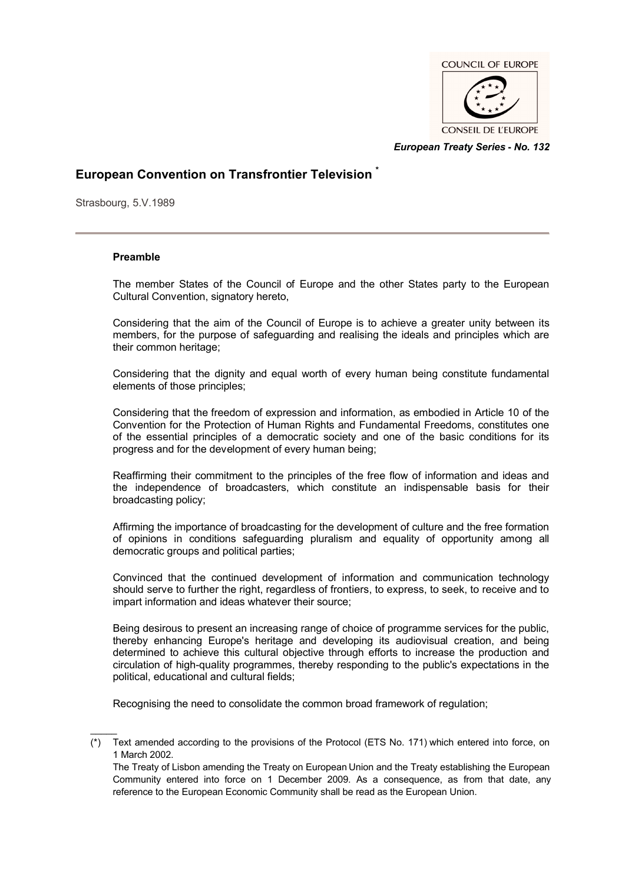*European Treaty Series - No. 132*

# European Convention on Transfrontier Television [*]

Strasbourg, 5.V.1989

## Preamble

The member States of the Council of Europe and the other States party to the European Cultural Convention, signatory hereto,

Considering that the aim of the Council of Europe is to achieve a greater unity between its members, for the purpose of safeguarding and realising the ideals and principles which are their common heritage;

Considering that the dignity and equal worth of every human being constitute fundamental elements of those principles;

Considering that the freedom of expression and information, as embodied in Article 10 of the Convention for the Protection of Human Rights and Fundamental Freedoms, constitutes one of the essential principles of a democratic society and one of the basic conditions for its progress and for the development of every human being;

Reaffirming their commitment to the principles of the free flow of information and ideas and the independence of broadcasters, which constitute an indispensable basis for their broadcasting policy;

Affirming the importance of broadcasting for the development of culture and the free formation of opinions in conditions safeguarding pluralism and equality of opportunity among all democratic groups and political parties;

Convinced that the continued development of information and communication technology should serve to further the right, regardless of frontiers, to express, to seek, to receive and to impart information and ideas whatever their source;

Being desirous to present an increasing range of choice of programme services for the public, thereby enhancing Europe's heritage and developing its audiovisual creation, and being determined to achieve this cultural objective through efforts to increase the production and circulation of high-quality programmes, thereby responding to the public's expectations in the political, educational and cultural fields;

Recognising the need to consolidate the common broad framework of regulation;

_____

(*) Text amended according to the provisions of the Protocol (ETS No. 171) which entered into force, on 1 March 2002.
The Treaty of Lisbon amending the Treaty on European Union and the Treaty establishing the European Community entered into force on 1 December 2009. As a consequence, as from that date, any reference to the European Economic Community shall be read as the European Union.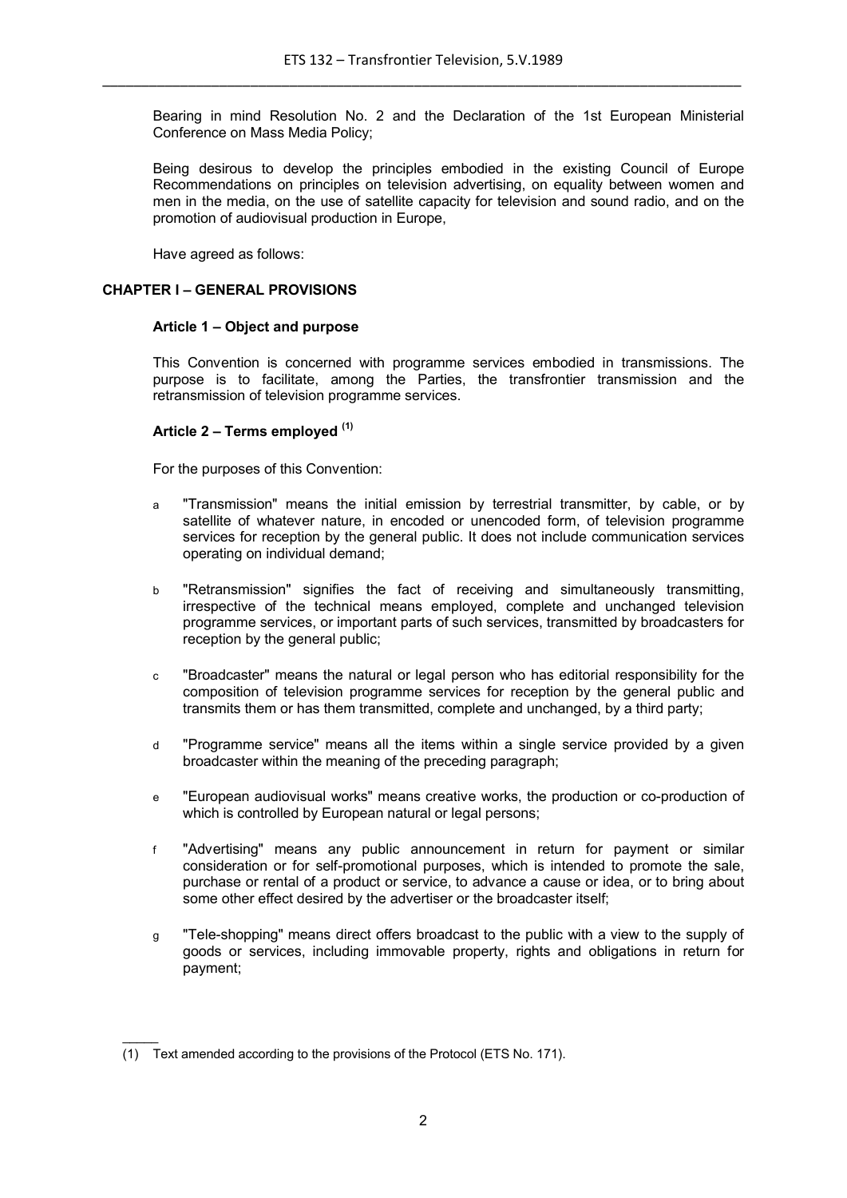Bearing in mind Resolution No. 2 and the Declaration of the 1st European Ministerial Conference on Mass Media Policy;

Being desirous to develop the principles embodied in the existing Council of Europe Recommendations on principles on television advertising, on equality between women and men in the media, on the use of satellite capacity for television and sound radio, and on the promotion of audiovisual production in Europe,

Have agreed as follows:

## CHAPTER I – GENERAL PROVISIONS

### Article 1 – Object and purpose

This Convention is concerned with programme services embodied in transmissions. The purpose is to facilitate, among the Parties, the transfrontier transmission and the retransmission of television programme services.

### Article 2 – Terms employed [(1)]

For the purposes of this Convention:

a "Transmission" means the initial emission by terrestrial transmitter, by cable, or by satellite of whatever nature, in encoded or unencoded form, of television programme services for reception by the general public. It does not include communication services operating on individual demand;

b "Retransmission" signifies the fact of receiving and simultaneously transmitting, irrespective of the technical means employed, complete and unchanged television programme services, or important parts of such services, transmitted by broadcasters for reception by the general public;

c "Broadcaster" means the natural or legal person who has editorial responsibility for the composition of television programme services for reception by the general public and transmits them or has them transmitted, complete and unchanged, by a third party;

d "Programme service" means all the items within a single service provided by a given broadcaster within the meaning of the preceding paragraph;

e "European audiovisual works" means creative works, the production or co-production of which is controlled by European natural or legal persons;

f "Advertising" means any public announcement in return for payment or similar consideration or for self-promotional purposes, which is intended to promote the sale, purchase or rental of a product or service, to advance a cause or idea, or to bring about some other effect desired by the advertiser or the broadcaster itself;

g "Tele-shopping" means direct offers broadcast to the public with a view to the supply of goods or services, including immovable property, rights and obligations in return for payment;

---

(1) Text amended according to the provisions of the Protocol (ETS No. 171).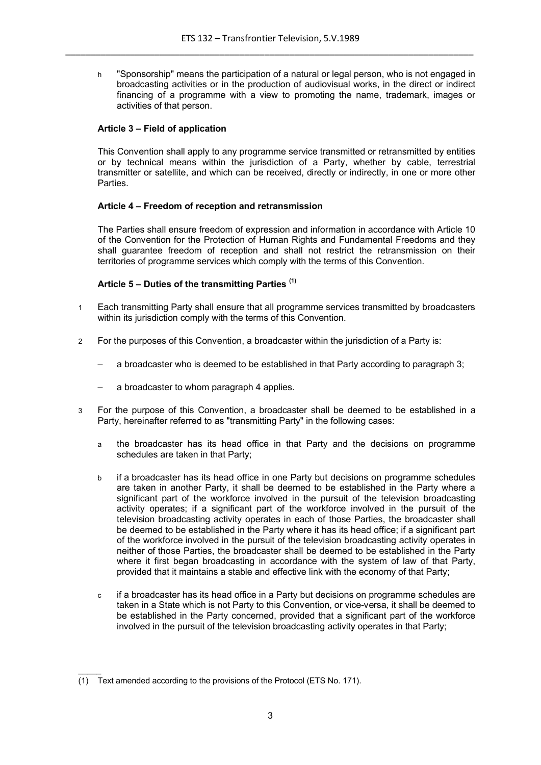h "Sponsorship" means the participation of a natural or legal person, who is not engaged in broadcasting activities or in the production of audiovisual works, in the direct or indirect financing of a programme with a view to promoting the name, trademark, images or activities of that person.

### Article 3 – Field of application

This Convention shall apply to any programme service transmitted or retransmitted by entities or by technical means within the jurisdiction of a Party, whether by cable, terrestrial transmitter or satellite, and which can be received, directly or indirectly, in one or more other Parties.

### Article 4 – Freedom of reception and retransmission

The Parties shall ensure freedom of expression and information in accordance with Article 10 of the Convention for the Protection of Human Rights and Fundamental Freedoms and they shall guarantee freedom of reception and shall not restrict the retransmission on their territories of programme services which comply with the terms of this Convention.

### Article 5 – Duties of the transmitting Parties (1)

1 Each transmitting Party shall ensure that all programme services transmitted by broadcasters within its jurisdiction comply with the terms of this Convention.

2 For the purposes of this Convention, a broadcaster within the jurisdiction of a Party is:

– a broadcaster who is deemed to be established in that Party according to paragraph 3;

– a broadcaster to whom paragraph 4 applies.

3 For the purpose of this Convention, a broadcaster shall be deemed to be established in a Party, hereinafter referred to as "transmitting Party" in the following cases:

a the broadcaster has its head office in that Party and the decisions on programme schedules are taken in that Party;

b if a broadcaster has its head office in one Party but decisions on programme schedules are taken in another Party, it shall be deemed to be established in the Party where a significant part of the workforce involved in the pursuit of the television broadcasting activity operates; if a significant part of the workforce involved in the pursuit of the television broadcasting activity operates in each of those Parties, the broadcaster shall be deemed to be established in the Party where it has its head office; if a significant part of the workforce involved in the pursuit of the television broadcasting activity operates in neither of those Parties, the broadcaster shall be deemed to be established in the Party where it first began broadcasting in accordance with the system of law of that Party, provided that it maintains a stable and effective link with the economy of that Party;

c if a broadcaster has its head office in a Party but decisions on programme schedules are taken in a State which is not Party to this Convention, or vice-versa, it shall be deemed to be established in the Party concerned, provided that a significant part of the workforce involved in the pursuit of the television broadcasting activity operates in that Party;

(1) Text amended according to the provisions of the Protocol (ETS No. 171).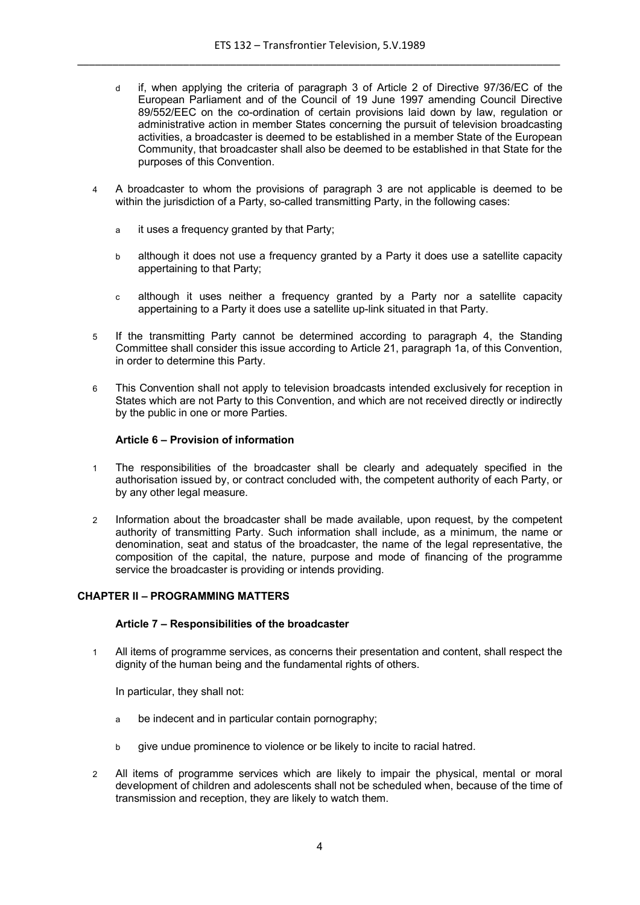d if, when applying the criteria of paragraph 3 of Article 2 of Directive 97/36/EC of the European Parliament and of the Council of 19 June 1997 amending Council Directive 89/552/EEC on the co-ordination of certain provisions laid down by law, regulation or administrative action in member States concerning the pursuit of television broadcasting activities, a broadcaster is deemed to be established in a member State of the European Community, that broadcaster shall also be deemed to be established in that State for the purposes of this Convention.

4 A broadcaster to whom the provisions of paragraph 3 are not applicable is deemed to be within the jurisdiction of a Party, so-called transmitting Party, in the following cases:

a it uses a frequency granted by that Party;

b although it does not use a frequency granted by a Party it does use a satellite capacity appertaining to that Party;

c although it uses neither a frequency granted by a Party nor a satellite capacity appertaining to a Party it does use a satellite up-link situated in that Party.

5 If the transmitting Party cannot be determined according to paragraph 4, the Standing Committee shall consider this issue according to Article 21, paragraph 1a, of this Convention, in order to determine this Party.

6 This Convention shall not apply to television broadcasts intended exclusively for reception in States which are not Party to this Convention, and which are not received directly or indirectly by the public in one or more Parties.

### Article 6 – Provision of information

1 The responsibilities of the broadcaster shall be clearly and adequately specified in the authorisation issued by, or contract concluded with, the competent authority of each Party, or by any other legal measure.

2 Information about the broadcaster shall be made available, upon request, by the competent authority of transmitting Party. Such information shall include, as a minimum, the name or denomination, seat and status of the broadcaster, the name of the legal representative, the composition of the capital, the nature, purpose and mode of financing of the programme service the broadcaster is providing or intends providing.

## CHAPTER II – PROGRAMMING MATTERS

### Article 7 – Responsibilities of the broadcaster

1 All items of programme services, as concerns their presentation and content, shall respect the dignity of the human being and the fundamental rights of others.

In particular, they shall not:

a be indecent and in particular contain pornography;

b give undue prominence to violence or be likely to incite to racial hatred.

2 All items of programme services which are likely to impair the physical, mental or moral development of children and adolescents shall not be scheduled when, because of the time of transmission and reception, they are likely to watch them.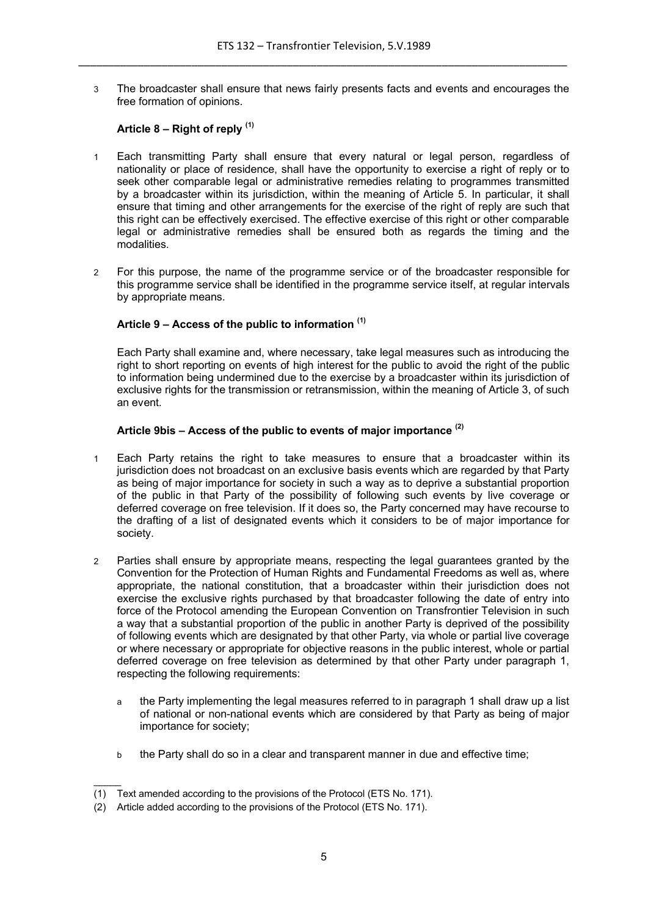3 The broadcaster shall ensure that news fairly presents facts and events and encourages the free formation of opinions.

### Article 8 – Right of reply [(1)]

1 Each transmitting Party shall ensure that every natural or legal person, regardless of nationality or place of residence, shall have the opportunity to exercise a right of reply or to seek other comparable legal or administrative remedies relating to programmes transmitted by a broadcaster within its jurisdiction, within the meaning of Article 5. In particular, it shall ensure that timing and other arrangements for the exercise of the right of reply are such that this right can be effectively exercised. The effective exercise of this right or other comparable legal or administrative remedies shall be ensured both as regards the timing and the modalities.

2 For this purpose, the name of the programme service or of the broadcaster responsible for this programme service shall be identified in the programme service itself, at regular intervals by appropriate means.

### Article 9 – Access of the public to information [(1)]

Each Party shall examine and, where necessary, take legal measures such as introducing the right to short reporting on events of high interest for the public to avoid the right of the public to information being undermined due to the exercise by a broadcaster within its jurisdiction of exclusive rights for the transmission or retransmission, within the meaning of Article 3, of such an event.

### Article 9bis – Access of the public to events of major importance [(2)]

1 Each Party retains the right to take measures to ensure that a broadcaster within its jurisdiction does not broadcast on an exclusive basis events which are regarded by that Party as being of major importance for society in such a way as to deprive a substantial proportion of the public in that Party of the possibility of following such events by live coverage or deferred coverage on free television. If it does so, the Party concerned may have recourse to the drafting of a list of designated events which it considers to be of major importance for society.

2 Parties shall ensure by appropriate means, respecting the legal guarantees granted by the Convention for the Protection of Human Rights and Fundamental Freedoms as well as, where appropriate, the national constitution, that a broadcaster within their jurisdiction does not exercise the exclusive rights purchased by that broadcaster following the date of entry into force of the Protocol amending the European Convention on Transfrontier Television in such a way that a substantial proportion of the public in another Party is deprived of the possibility of following events which are designated by that other Party, via whole or partial live coverage or where necessary or appropriate for objective reasons in the public interest, whole or partial deferred coverage on free television as determined by that other Party under paragraph 1, respecting the following requirements:

a the Party implementing the legal measures referred to in paragraph 1 shall draw up a list of national or non-national events which are considered by that Party as being of major importance for society;

b the Party shall do so in a clear and transparent manner in due and effective time;

---

(1) Text amended according to the provisions of the Protocol (ETS No. 171).

(2) Article added according to the provisions of the Protocol (ETS No. 171).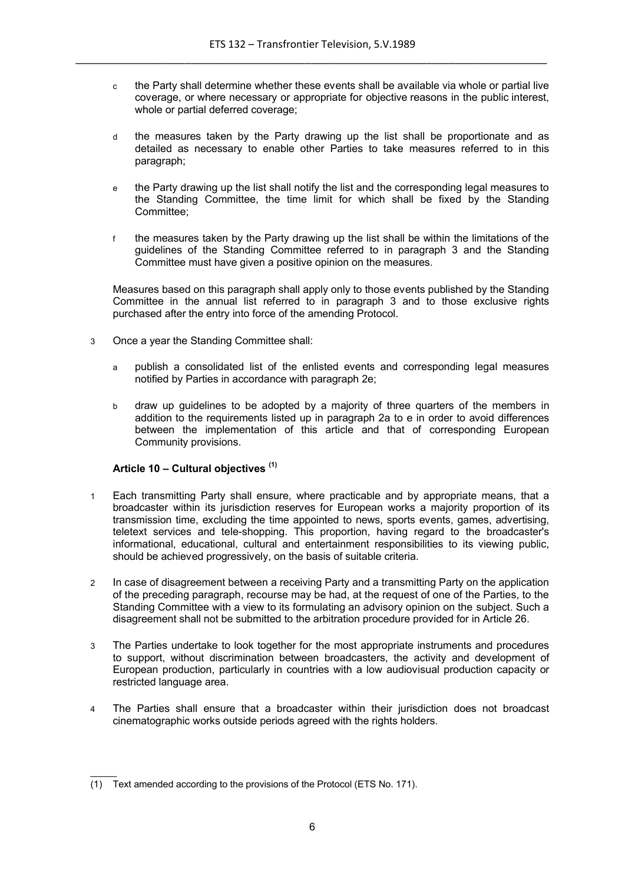c the Party shall determine whether these events shall be available via whole or partial live coverage, or where necessary or appropriate for objective reasons in the public interest, whole or partial deferred coverage;

d the measures taken by the Party drawing up the list shall be proportionate and as detailed as necessary to enable other Parties to take measures referred to in this paragraph;

e the Party drawing up the list shall notify the list and the corresponding legal measures to the Standing Committee, the time limit for which shall be fixed by the Standing Committee;

f the measures taken by the Party drawing up the list shall be within the limitations of the guidelines of the Standing Committee referred to in paragraph 3 and the Standing Committee must have given a positive opinion on the measures.

Measures based on this paragraph shall apply only to those events published by the Standing Committee in the annual list referred to in paragraph 3 and to those exclusive rights purchased after the entry into force of the amending Protocol.

3 Once a year the Standing Committee shall:

a publish a consolidated list of the enlisted events and corresponding legal measures notified by Parties in accordance with paragraph 2e;

b draw up guidelines to be adopted by a majority of three quarters of the members in addition to the requirements listed up in paragraph 2a to e in order to avoid differences between the implementation of this article and that of corresponding European Community provisions.

#### Article 10 – Cultural objectives [(1)]

1 Each transmitting Party shall ensure, where practicable and by appropriate means, that a broadcaster within its jurisdiction reserves for European works a majority proportion of its transmission time, excluding the time appointed to news, sports events, games, advertising, teletext services and tele-shopping. This proportion, having regard to the broadcaster's informational, educational, cultural and entertainment responsibilities to its viewing public, should be achieved progressively, on the basis of suitable criteria.

2 In case of disagreement between a receiving Party and a transmitting Party on the application of the preceding paragraph, recourse may be had, at the request of one of the Parties, to the Standing Committee with a view to its formulating an advisory opinion on the subject. Such a disagreement shall not be submitted to the arbitration procedure provided for in Article 26.

3 The Parties undertake to look together for the most appropriate instruments and procedures to support, without discrimination between broadcasters, the activity and development of European production, particularly in countries with a low audiovisual production capacity or restricted language area.

4 The Parties shall ensure that a broadcaster within their jurisdiction does not broadcast cinematographic works outside periods agreed with the rights holders.

_____

(1) Text amended according to the provisions of the Protocol (ETS No. 171).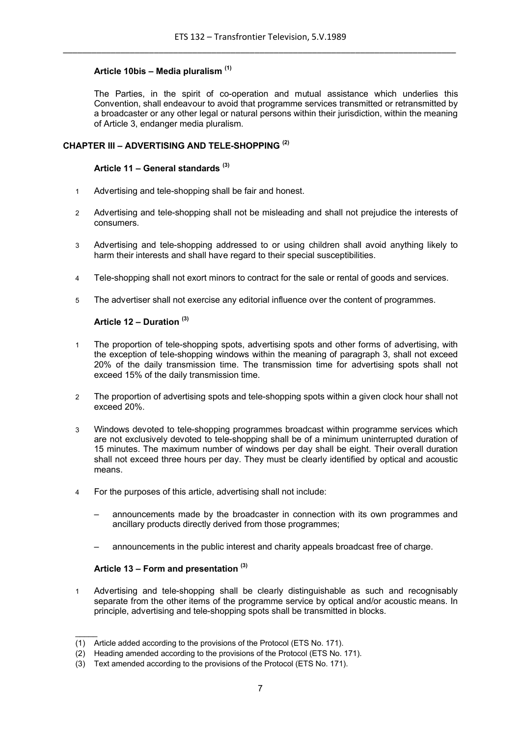### Article 10bis – Media pluralism [(1)]

The Parties, in the spirit of co-operation and mutual assistance which underlies this Convention, shall endeavour to avoid that programme services transmitted or retransmitted by a broadcaster or any other legal or natural persons within their jurisdiction, within the meaning of Article 3, endanger media pluralism.

## CHAPTER III – ADVERTISING AND TELE-SHOPPING [(2)]

### Article 11 – General standards [(3)]

1. Advertising and tele-shopping shall be fair and honest.
2. Advertising and tele-shopping shall not be misleading and shall not prejudice the interests of consumers.
3. Advertising and tele-shopping addressed to or using children shall avoid anything likely to harm their interests and shall have regard to their special susceptibilities.
4. Tele-shopping shall not exort minors to contract for the sale or rental of goods and services.
5. The advertiser shall not exercise any editorial influence over the content of programmes.

### Article 12 – Duration [(3)]

1. The proportion of tele-shopping spots, advertising spots and other forms of advertising, with the exception of tele-shopping windows within the meaning of paragraph 3, shall not exceed 20% of the daily transmission time. The transmission time for advertising spots shall not exceed 15% of the daily transmission time.
2. The proportion of advertising spots and tele-shopping spots within a given clock hour shall not exceed 20%.
3. Windows devoted to tele-shopping programmes broadcast within programme services which are not exclusively devoted to tele-shopping shall be of a minimum uninterrupted duration of 15 minutes. The maximum number of windows per day shall be eight. Their overall duration shall not exceed three hours per day. They must be clearly identified by optical and acoustic means.
4. For the purposes of this article, advertising shall not include:
   - announcements made by the broadcaster in connection with its own programmes and ancillary products directly derived from those programmes;
   - announcements in the public interest and charity appeals broadcast free of charge.

### Article 13 – Form and presentation [(3)]

1. Advertising and tele-shopping shall be clearly distinguishable as such and recognisably separate from the other items of the programme service by optical and/or acoustic means. In principle, advertising and tele-shopping spots shall be transmitted in blocks.

---

(1) Article added according to the provisions of the Protocol (ETS No. 171).
(2) Heading amended according to the provisions of the Protocol (ETS No. 171).
(3) Text amended according to the provisions of the Protocol (ETS No. 171).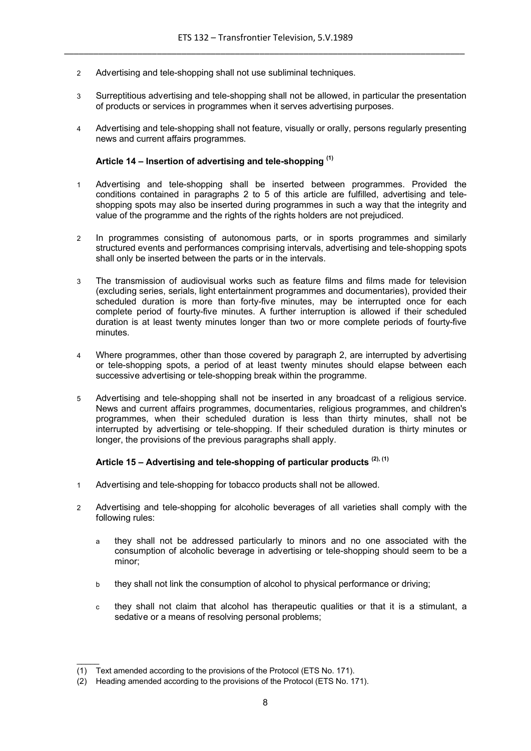2 Advertising and tele-shopping shall not use subliminal techniques.

3 Surreptitious advertising and tele-shopping shall not be allowed, in particular the presentation of products or services in programmes when it serves advertising purposes.

4 Advertising and tele-shopping shall not feature, visually or orally, persons regularly presenting news and current affairs programmes.

### Article 14 – Insertion of advertising and tele-shopping [(1)]

1 Advertising and tele-shopping shall be inserted between programmes. Provided the conditions contained in paragraphs 2 to 5 of this article are fulfilled, advertising and tele-shopping spots may also be inserted during programmes in such a way that the integrity and value of the programme and the rights of the rights holders are not prejudiced.

2 In programmes consisting of autonomous parts, or in sports programmes and similarly structured events and performances comprising intervals, advertising and tele-shopping spots shall only be inserted between the parts or in the intervals.

3 The transmission of audiovisual works such as feature films and films made for television (excluding series, serials, light entertainment programmes and documentaries), provided their scheduled duration is more than forty-five minutes, may be interrupted once for each complete period of fourty-five minutes. A further interruption is allowed if their scheduled duration is at least twenty minutes longer than two or more complete periods of fourty-five minutes.

4 Where programmes, other than those covered by paragraph 2, are interrupted by advertising or tele-shopping spots, a period of at least twenty minutes should elapse between each successive advertising or tele-shopping break within the programme.

5 Advertising and tele-shopping shall not be inserted in any broadcast of a religious service. News and current affairs programmes, documentaries, religious programmes, and children's programmes, when their scheduled duration is less than thirty minutes, shall not be interrupted by advertising or tele-shopping. If their scheduled duration is thirty minutes or longer, the provisions of the previous paragraphs shall apply.

### Article 15 – Advertising and tele-shopping of particular products [(2), (1)]

1 Advertising and tele-shopping for tobacco products shall not be allowed.

2 Advertising and tele-shopping for alcoholic beverages of all varieties shall comply with the following rules:

   a they shall not be addressed particularly to minors and no one associated with the consumption of alcoholic beverage in advertising or tele-shopping should seem to be a minor;

   b they shall not link the consumption of alcohol to physical performance or driving;

   c they shall not claim that alcohol has therapeutic qualities or that it is a stimulant, a sedative or a means of resolving personal problems;

_____

(1) Text amended according to the provisions of the Protocol (ETS No. 171).

(2) Heading amended according to the provisions of the Protocol (ETS No. 171).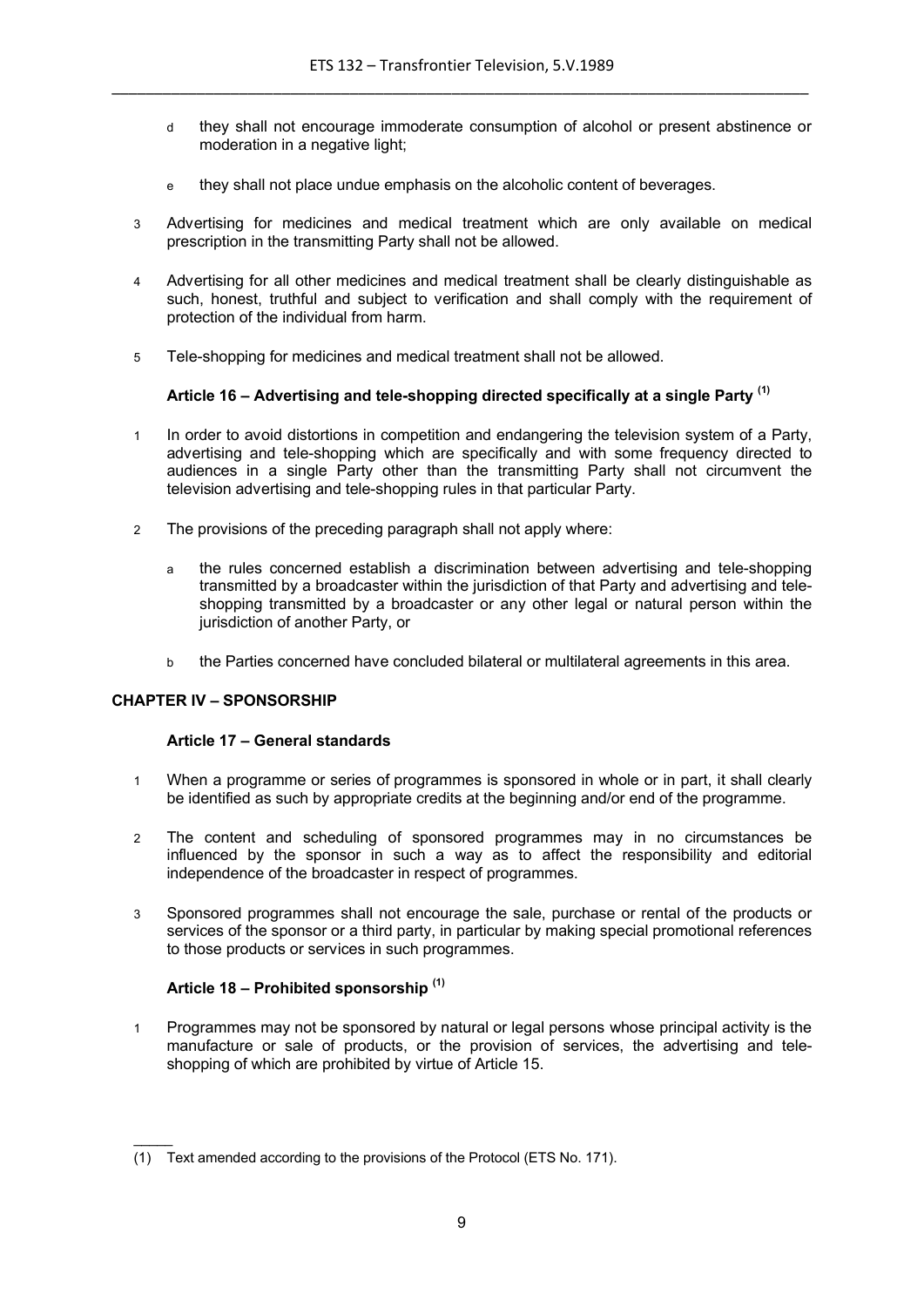d they shall not encourage immoderate consumption of alcohol or present abstinence or moderation in a negative light;

e they shall not place undue emphasis on the alcoholic content of beverages.

3 Advertising for medicines and medical treatment which are only available on medical prescription in the transmitting Party shall not be allowed.

4 Advertising for all other medicines and medical treatment shall be clearly distinguishable as such, honest, truthful and subject to verification and shall comply with the requirement of protection of the individual from harm.

5 Tele-shopping for medicines and medical treatment shall not be allowed.

#### Article 16 – Advertising and tele-shopping directed specifically at a single Party [(1)]

1 In order to avoid distortions in competition and endangering the television system of a Party, advertising and tele-shopping which are specifically and with some frequency directed to audiences in a single Party other than the transmitting Party shall not circumvent the television advertising and tele-shopping rules in that particular Party.

2 The provisions of the preceding paragraph shall not apply where:

a the rules concerned establish a discrimination between advertising and tele-shopping transmitted by a broadcaster within the jurisdiction of that Party and advertising and tele-shopping transmitted by a broadcaster or any other legal or natural person within the jurisdiction of another Party, or

b the Parties concerned have concluded bilateral or multilateral agreements in this area.

### CHAPTER IV – SPONSORSHIP

#### Article 17 – General standards

1 When a programme or series of programmes is sponsored in whole or in part, it shall clearly be identified as such by appropriate credits at the beginning and/or end of the programme.

2 The content and scheduling of sponsored programmes may in no circumstances be influenced by the sponsor in such a way as to affect the responsibility and editorial independence of the broadcaster in respect of programmes.

3 Sponsored programmes shall not encourage the sale, purchase or rental of the products or services of the sponsor or a third party, in particular by making special promotional references to those products or services in such programmes.

#### Article 18 – Prohibited sponsorship [(1)]

1 Programmes may not be sponsored by natural or legal persons whose principal activity is the manufacture or sale of products, or the provision of services, the advertising and tele-shopping of which are prohibited by virtue of Article 15.

_____

(1) Text amended according to the provisions of the Protocol (ETS No. 171).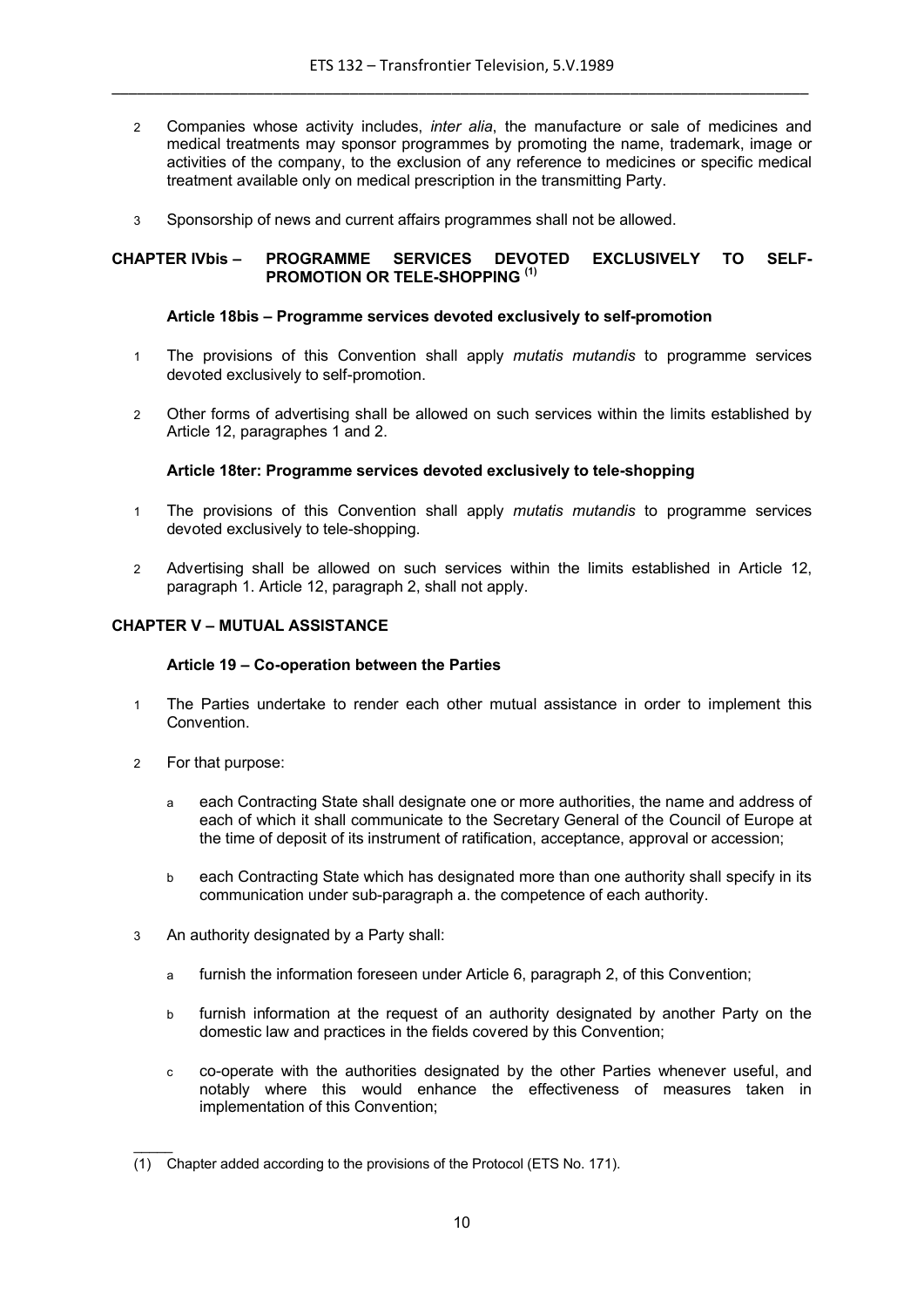2 Companies whose activity includes, *inter alia*, the manufacture or sale of medicines and medical treatments may sponsor programmes by promoting the name, trademark, image or activities of the company, to the exclusion of any reference to medicines or specific medical treatment available only on medical prescription in the transmitting Party.

3 Sponsorship of news and current affairs programmes shall not be allowed.

## CHAPTER IVbis – PROGRAMME SERVICES DEVOTED EXCLUSIVELY TO SELF-PROMOTION OR TELE-SHOPPING (1)

### Article 18bis – Programme services devoted exclusively to self-promotion

1 The provisions of this Convention shall apply *mutatis mutandis* to programme services devoted exclusively to self-promotion.

2 Other forms of advertising shall be allowed on such services within the limits established by Article 12, paragraphes 1 and 2.

### Article 18ter: Programme services devoted exclusively to tele-shopping

1 The provisions of this Convention shall apply *mutatis mutandis* to programme services devoted exclusively to tele-shopping.

2 Advertising shall be allowed on such services within the limits established in Article 12, paragraph 1. Article 12, paragraph 2, shall not apply.

## CHAPTER V – MUTUAL ASSISTANCE

### Article 19 – Co-operation between the Parties

1 The Parties undertake to render each other mutual assistance in order to implement this Convention.

2 For that purpose:

a each Contracting State shall designate one or more authorities, the name and address of each of which it shall communicate to the Secretary General of the Council of Europe at the time of deposit of its instrument of ratification, acceptance, approval or accession;

b each Contracting State which has designated more than one authority shall specify in its communication under sub-paragraph a. the competence of each authority.

3 An authority designated by a Party shall:

a furnish the information foreseen under Article 6, paragraph 2, of this Convention;

b furnish information at the request of an authority designated by another Party on the domestic law and practices in the fields covered by this Convention;

c co-operate with the authorities designated by the other Parties whenever useful, and notably where this would enhance the effectiveness of measures taken in implementation of this Convention;

_____

(1) Chapter added according to the provisions of the Protocol (ETS No. 171).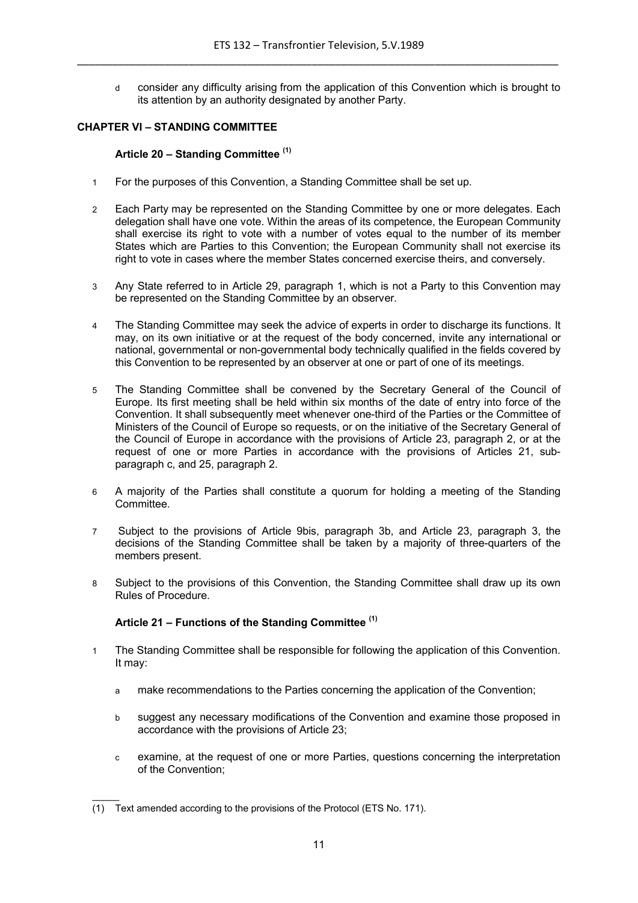d consider any difficulty arising from the application of this Convention which is brought to its attention by an authority designated by another Party.

## CHAPTER VI – STANDING COMMITTEE

### Article 20 – Standing Committee [(1)]

1 For the purposes of this Convention, a Standing Committee shall be set up.

2 Each Party may be represented on the Standing Committee by one or more delegates. Each delegation shall have one vote. Within the areas of its competence, the European Community shall exercise its right to vote with a number of votes equal to the number of its member States which are Parties to this Convention; the European Community shall not exercise its right to vote in cases where the member States concerned exercise theirs, and conversely.

3 Any State referred to in Article 29, paragraph 1, which is not a Party to this Convention may be represented on the Standing Committee by an observer.

4 The Standing Committee may seek the advice of experts in order to discharge its functions. It may, on its own initiative or at the request of the body concerned, invite any international or national, governmental or non-governmental body technically qualified in the fields covered by this Convention to be represented by an observer at one or part of one of its meetings.

5 The Standing Committee shall be convened by the Secretary General of the Council of Europe. Its first meeting shall be held within six months of the date of entry into force of the Convention. It shall subsequently meet whenever one-third of the Parties or the Committee of Ministers of the Council of Europe so requests, or on the initiative of the Secretary General of the Council of Europe in accordance with the provisions of Article 23, paragraph 2, or at the request of one or more Parties in accordance with the provisions of Articles 21, sub-paragraph c, and 25, paragraph 2.

6 A majority of the Parties shall constitute a quorum for holding a meeting of the Standing Committee.

7 Subject to the provisions of Article 9bis, paragraph 3b, and Article 23, paragraph 3, the decisions of the Standing Committee shall be taken by a majority of three-quarters of the members present.

8 Subject to the provisions of this Convention, the Standing Committee shall draw up its own Rules of Procedure.

### Article 21 – Functions of the Standing Committee [(1)]

1 The Standing Committee shall be responsible for following the application of this Convention. It may:

a make recommendations to the Parties concerning the application of the Convention;

b suggest any necessary modifications of the Convention and examine those proposed in accordance with the provisions of Article 23;

c examine, at the request of one or more Parties, questions concerning the interpretation of the Convention;

_____

(1) Text amended according to the provisions of the Protocol (ETS No. 171).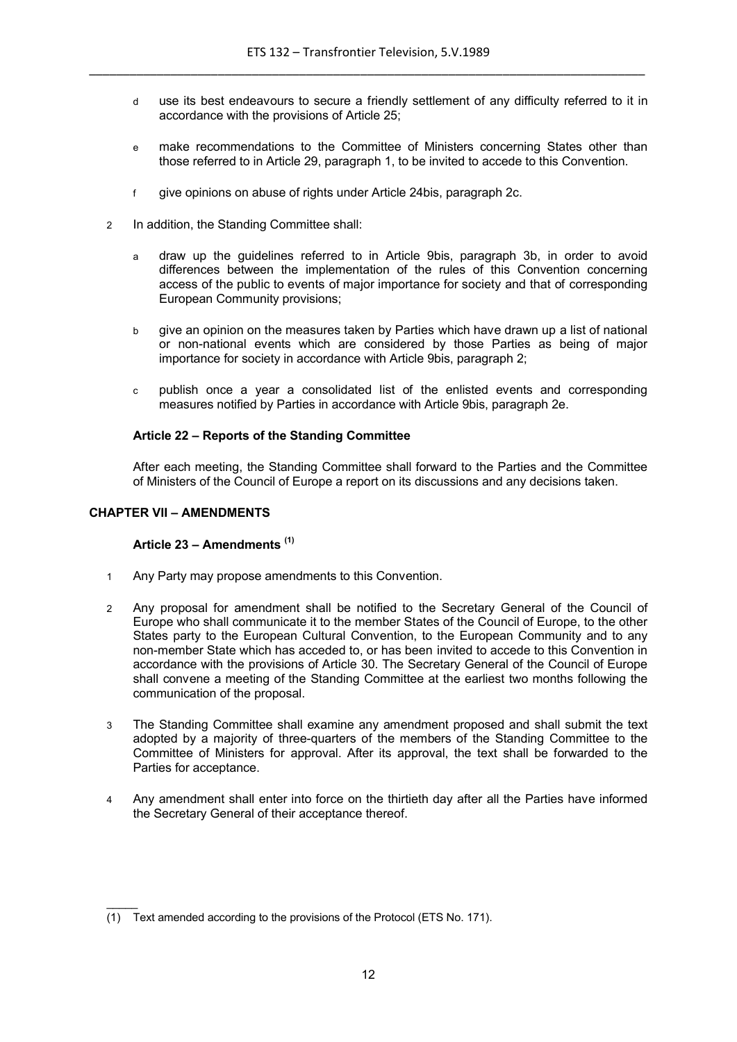d use its best endeavours to secure a friendly settlement of any difficulty referred to it in accordance with the provisions of Article 25;

e make recommendations to the Committee of Ministers concerning States other than those referred to in Article 29, paragraph 1, to be invited to accede to this Convention.

f give opinions on abuse of rights under Article 24bis, paragraph 2c.

2 In addition, the Standing Committee shall:

a draw up the guidelines referred to in Article 9bis, paragraph 3b, in order to avoid differences between the implementation of the rules of this Convention concerning access of the public to events of major importance for society and that of corresponding European Community provisions;

b give an opinion on the measures taken by Parties which have drawn up a list of national or non-national events which are considered by those Parties as being of major importance for society in accordance with Article 9bis, paragraph 2;

c publish once a year a consolidated list of the enlisted events and corresponding measures notified by Parties in accordance with Article 9bis, paragraph 2e.

#### Article 22 – Reports of the Standing Committee

After each meeting, the Standing Committee shall forward to the Parties and the Committee of Ministers of the Council of Europe a report on its discussions and any decisions taken.

### CHAPTER VII – AMENDMENTS

#### Article 23 – Amendments [(1)]

1 Any Party may propose amendments to this Convention.

2 Any proposal for amendment shall be notified to the Secretary General of the Council of Europe who shall communicate it to the member States of the Council of Europe, to the other States party to the European Cultural Convention, to the European Community and to any non-member State which has acceded to, or has been invited to accede to this Convention in accordance with the provisions of Article 30. The Secretary General of the Council of Europe shall convene a meeting of the Standing Committee at the earliest two months following the communication of the proposal.

3 The Standing Committee shall examine any amendment proposed and shall submit the text adopted by a majority of three-quarters of the members of the Standing Committee to the Committee of Ministers for approval. After its approval, the text shall be forwarded to the Parties for acceptance.

4 Any amendment shall enter into force on the thirtieth day after all the Parties have informed the Secretary General of their acceptance thereof.

(1) Text amended according to the provisions of the Protocol (ETS No. 171).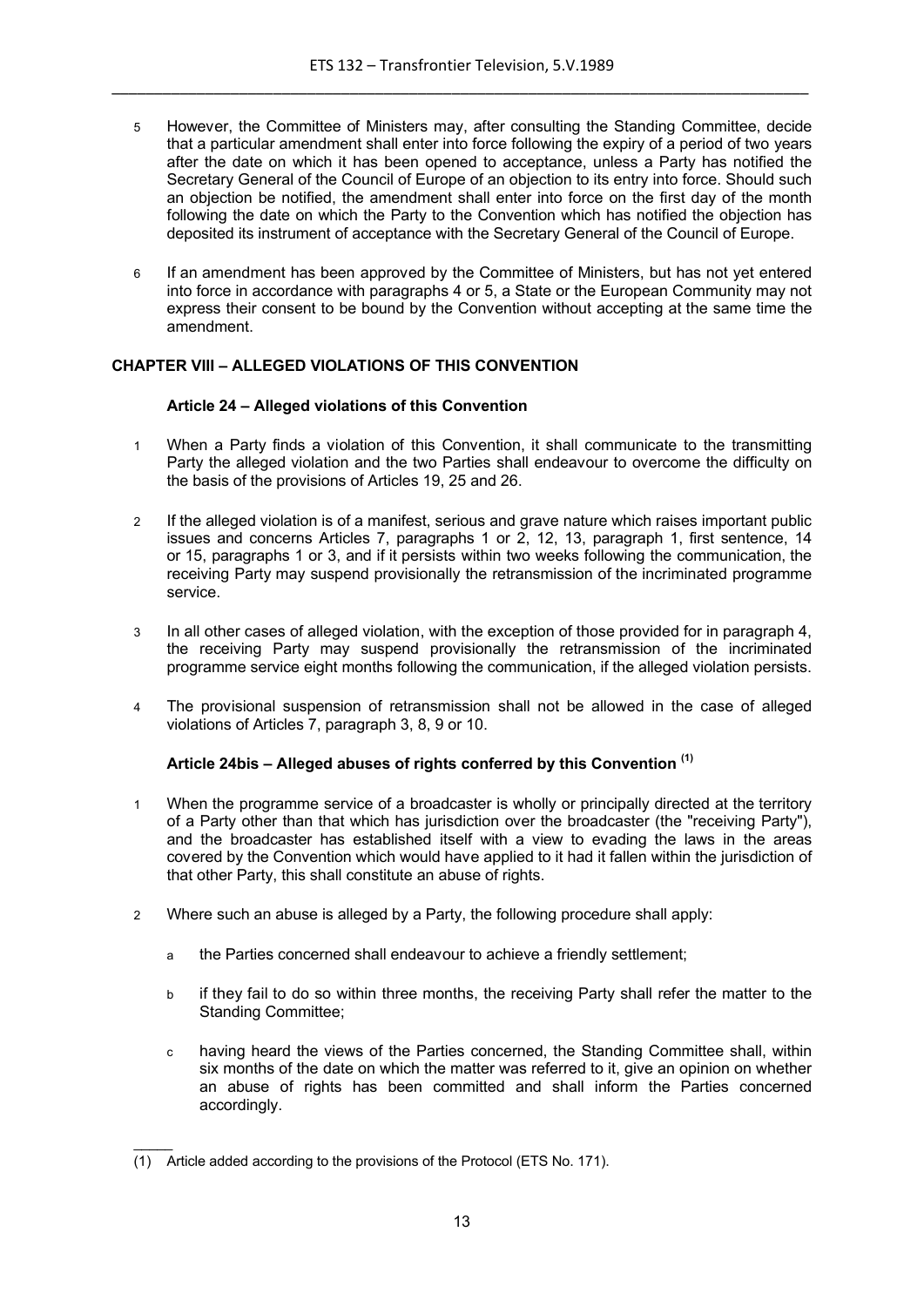5 However, the Committee of Ministers may, after consulting the Standing Committee, decide that a particular amendment shall enter into force following the expiry of a period of two years after the date on which it has been opened to acceptance, unless a Party has notified the Secretary General of the Council of Europe of an objection to its entry into force. Should such an objection be notified, the amendment shall enter into force on the first day of the month following the date on which the Party to the Convention which has notified the objection has deposited its instrument of acceptance with the Secretary General of the Council of Europe.

6 If an amendment has been approved by the Committee of Ministers, but has not yet entered into force in accordance with paragraphs 4 or 5, a State or the European Community may not express their consent to be bound by the Convention without accepting at the same time the amendment.

## CHAPTER VIII – ALLEGED VIOLATIONS OF THIS CONVENTION

### Article 24 – Alleged violations of this Convention

1 When a Party finds a violation of this Convention, it shall communicate to the transmitting Party the alleged violation and the two Parties shall endeavour to overcome the difficulty on the basis of the provisions of Articles 19, 25 and 26.

2 If the alleged violation is of a manifest, serious and grave nature which raises important public issues and concerns Articles 7, paragraphs 1 or 2, 12, 13, paragraph 1, first sentence, 14 or 15, paragraphs 1 or 3, and if it persists within two weeks following the communication, the receiving Party may suspend provisionally the retransmission of the incriminated programme service.

3 In all other cases of alleged violation, with the exception of those provided for in paragraph 4, the receiving Party may suspend provisionally the retransmission of the incriminated programme service eight months following the communication, if the alleged violation persists.

4 The provisional suspension of retransmission shall not be allowed in the case of alleged violations of Articles 7, paragraph 3, 8, 9 or 10.

### Article 24bis – Alleged abuses of rights conferred by this Convention [(1)]

1 When the programme service of a broadcaster is wholly or principally directed at the territory of a Party other than that which has jurisdiction over the broadcaster (the "receiving Party"), and the broadcaster has established itself with a view to evading the laws in the areas covered by the Convention which would have applied to it had it fallen within the jurisdiction of that other Party, this shall constitute an abuse of rights.

2 Where such an abuse is alleged by a Party, the following procedure shall apply:

a the Parties concerned shall endeavour to achieve a friendly settlement;

b if they fail to do so within three months, the receiving Party shall refer the matter to the Standing Committee;

c having heard the views of the Parties concerned, the Standing Committee shall, within six months of the date on which the matter was referred to it, give an opinion on whether an abuse of rights has been committed and shall inform the Parties concerned accordingly.

_____

(1) Article added according to the provisions of the Protocol (ETS No. 171).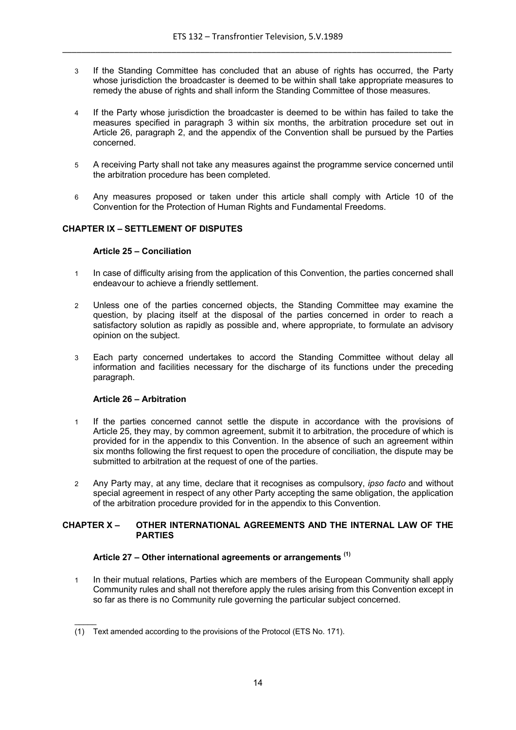3 If the Standing Committee has concluded that an abuse of rights has occurred, the Party whose jurisdiction the broadcaster is deemed to be within shall take appropriate measures to remedy the abuse of rights and shall inform the Standing Committee of those measures.

4 If the Party whose jurisdiction the broadcaster is deemed to be within has failed to take the measures specified in paragraph 3 within six months, the arbitration procedure set out in Article 26, paragraph 2, and the appendix of the Convention shall be pursued by the Parties concerned.

5 A receiving Party shall not take any measures against the programme service concerned until the arbitration procedure has been completed.

6 Any measures proposed or taken under this article shall comply with Article 10 of the Convention for the Protection of Human Rights and Fundamental Freedoms.

## CHAPTER IX – SETTLEMENT OF DISPUTES

### Article 25 – Conciliation

1 In case of difficulty arising from the application of this Convention, the parties concerned shall endeavour to achieve a friendly settlement.

2 Unless one of the parties concerned objects, the Standing Committee may examine the question, by placing itself at the disposal of the parties concerned in order to reach a satisfactory solution as rapidly as possible and, where appropriate, to formulate an advisory opinion on the subject.

3 Each party concerned undertakes to accord the Standing Committee without delay all information and facilities necessary for the discharge of its functions under the preceding paragraph.

### Article 26 – Arbitration

1 If the parties concerned cannot settle the dispute in accordance with the provisions of Article 25, they may, by common agreement, submit it to arbitration, the procedure of which is provided for in the appendix to this Convention. In the absence of such an agreement within six months following the first request to open the procedure of conciliation, the dispute may be submitted to arbitration at the request of one of the parties.

2 Any Party may, at any time, declare that it recognises as compulsory, *ipso facto* and without special agreement in respect of any other Party accepting the same obligation, the application of the arbitration procedure provided for in the appendix to this Convention.

## CHAPTER X – OTHER INTERNATIONAL AGREEMENTS AND THE INTERNAL LAW OF THE PARTIES

### Article 27 – Other international agreements or arrangements [(1)]

1 In their mutual relations, Parties which are members of the European Community shall apply Community rules and shall not therefore apply the rules arising from this Convention except in so far as there is no Community rule governing the particular subject concerned.

_____

(1) Text amended according to the provisions of the Protocol (ETS No. 171).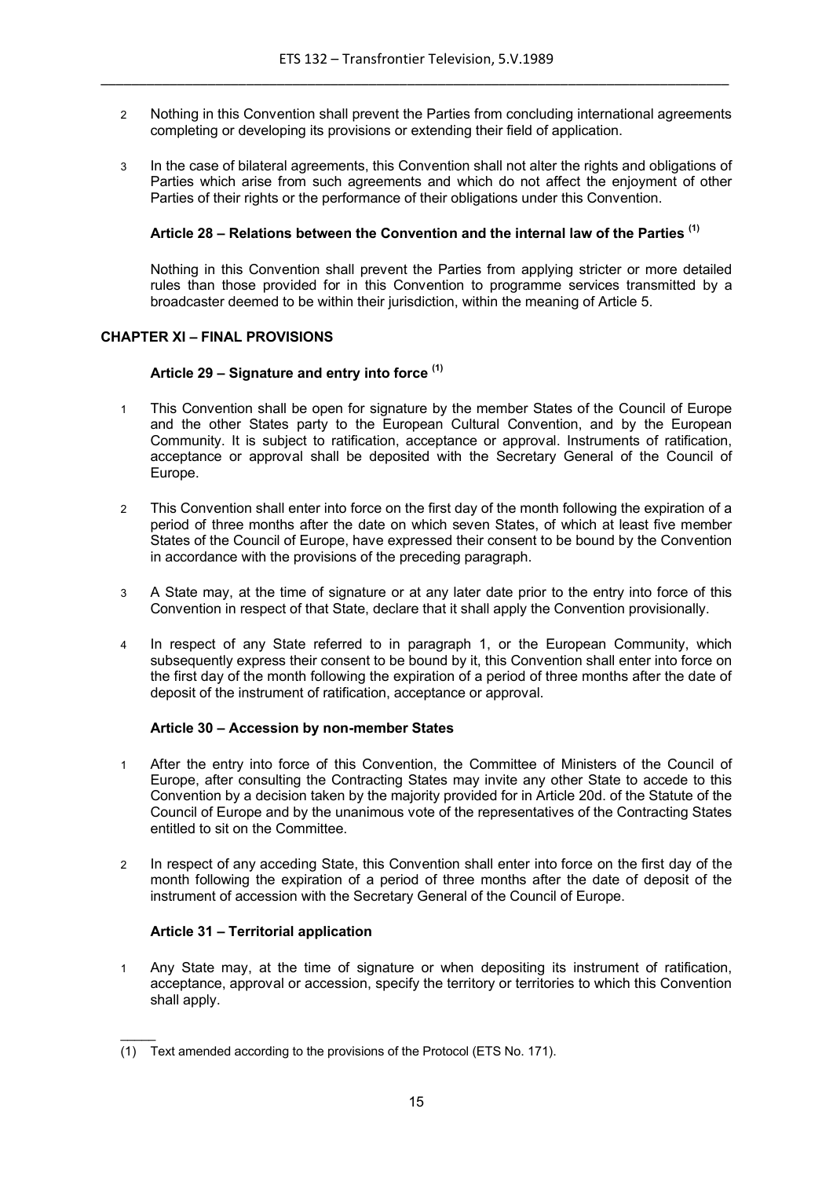2 Nothing in this Convention shall prevent the Parties from concluding international agreements completing or developing its provisions or extending their field of application.

3 In the case of bilateral agreements, this Convention shall not alter the rights and obligations of Parties which arise from such agreements and which do not affect the enjoyment of other Parties of their rights or the performance of their obligations under this Convention.

#### Article 28 – Relations between the Convention and the internal law of the Parties (1)

Nothing in this Convention shall prevent the Parties from applying stricter or more detailed rules than those provided for in this Convention to programme services transmitted by a broadcaster deemed to be within their jurisdiction, within the meaning of Article 5.

### CHAPTER XI – FINAL PROVISIONS

#### Article 29 – Signature and entry into force (1)

1 This Convention shall be open for signature by the member States of the Council of Europe and the other States party to the European Cultural Convention, and by the European Community. It is subject to ratification, acceptance or approval. Instruments of ratification, acceptance or approval shall be deposited with the Secretary General of the Council of Europe.

2 This Convention shall enter into force on the first day of the month following the expiration of a period of three months after the date on which seven States, of which at least five member States of the Council of Europe, have expressed their consent to be bound by the Convention in accordance with the provisions of the preceding paragraph.

3 A State may, at the time of signature or at any later date prior to the entry into force of this Convention in respect of that State, declare that it shall apply the Convention provisionally.

4 In respect of any State referred to in paragraph 1, or the European Community, which subsequently express their consent to be bound by it, this Convention shall enter into force on the first day of the month following the expiration of a period of three months after the date of deposit of the instrument of ratification, acceptance or approval.

#### Article 30 – Accession by non-member States

1 After the entry into force of this Convention, the Committee of Ministers of the Council of Europe, after consulting the Contracting States may invite any other State to accede to this Convention by a decision taken by the majority provided for in Article 20d. of the Statute of the Council of Europe and by the unanimous vote of the representatives of the Contracting States entitled to sit on the Committee.

2 In respect of any acceding State, this Convention shall enter into force on the first day of the month following the expiration of a period of three months after the date of deposit of the instrument of accession with the Secretary General of the Council of Europe.

#### Article 31 – Territorial application

1 Any State may, at the time of signature or when depositing its instrument of ratification, acceptance, approval or accession, specify the territory or territories to which this Convention shall apply.

_____

(1) Text amended according to the provisions of the Protocol (ETS No. 171).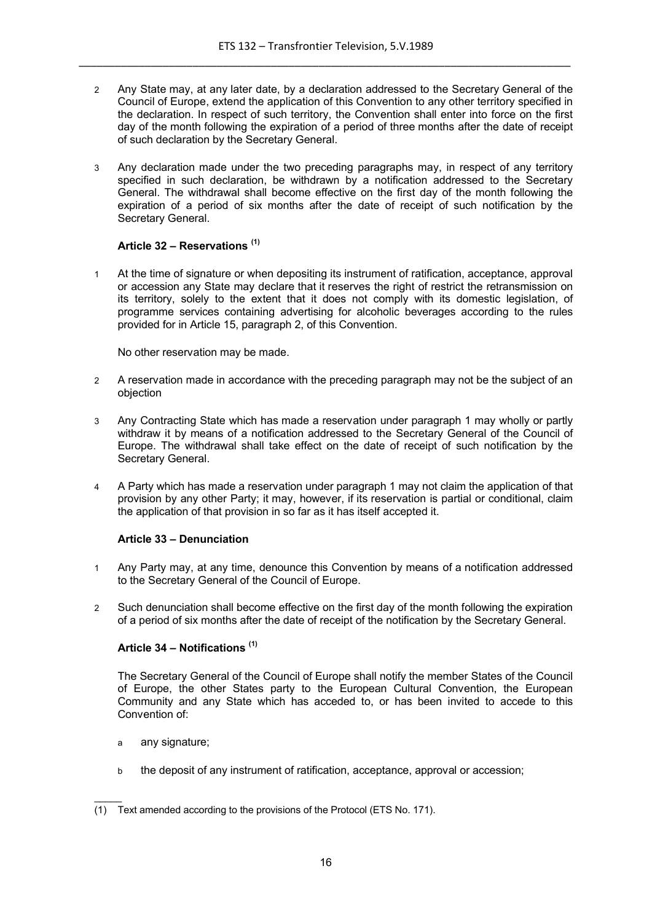2 Any State may, at any later date, by a declaration addressed to the Secretary General of the Council of Europe, extend the application of this Convention to any other territory specified in the declaration. In respect of such territory, the Convention shall enter into force on the first day of the month following the expiration of a period of three months after the date of receipt of such declaration by the Secretary General.

3 Any declaration made under the two preceding paragraphs may, in respect of any territory specified in such declaration, be withdrawn by a notification addressed to the Secretary General. The withdrawal shall become effective on the first day of the month following the expiration of a period of six months after the date of receipt of such notification by the Secretary General.

### Article 32 – Reservations (1)

1 At the time of signature or when depositing its instrument of ratification, acceptance, approval or accession any State may declare that it reserves the right of restrict the retransmission on its territory, solely to the extent that it does not comply with its domestic legislation, of programme services containing advertising for alcoholic beverages according to the rules provided for in Article 15, paragraph 2, of this Convention.

No other reservation may be made.

2 A reservation made in accordance with the preceding paragraph may not be the subject of an objection

3 Any Contracting State which has made a reservation under paragraph 1 may wholly or partly withdraw it by means of a notification addressed to the Secretary General of the Council of Europe. The withdrawal shall take effect on the date of receipt of such notification by the Secretary General.

4 A Party which has made a reservation under paragraph 1 may not claim the application of that provision by any other Party; it may, however, if its reservation is partial or conditional, claim the application of that provision in so far as it has itself accepted it.

### Article 33 – Denunciation

1 Any Party may, at any time, denounce this Convention by means of a notification addressed to the Secretary General of the Council of Europe.

2 Such denunciation shall become effective on the first day of the month following the expiration of a period of six months after the date of receipt of the notification by the Secretary General.

### Article 34 – Notifications (1)

The Secretary General of the Council of Europe shall notify the member States of the Council of Europe, the other States party to the European Cultural Convention, the European Community and any State which has acceded to, or has been invited to accede to this Convention of:

a any signature;

b the deposit of any instrument of ratification, acceptance, approval or accession;

---

(1) Text amended according to the provisions of the Protocol (ETS No. 171).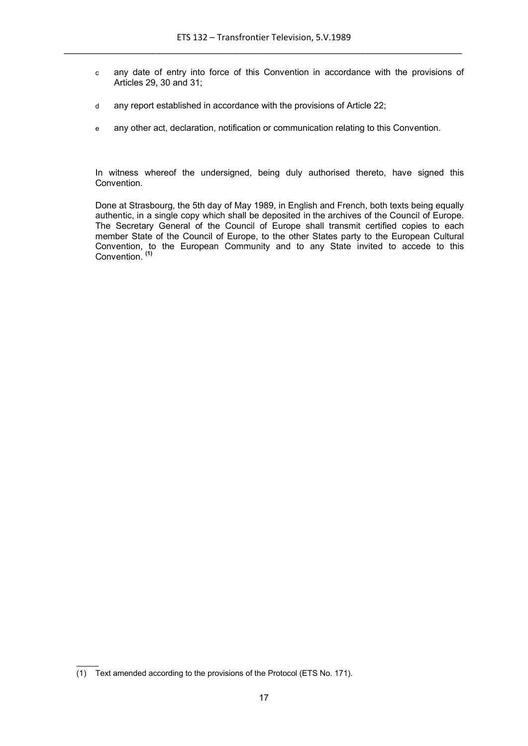c any date of entry into force of this Convention in accordance with the provisions of Articles 29, 30 and 31;

d any report established in accordance with the provisions of Article 22;

e any other act, declaration, notification or communication relating to this Convention.

In witness whereof the undersigned, being duly authorised thereto, have signed this Convention.

Done at Strasbourg, the 5th day of May 1989, in English and French, both texts being equally authentic, in a single copy which shall be deposited in the archives of the Council of Europe. The Secretary General of the Council of Europe shall transmit certified copies to each member State of the Council of Europe, to the other States party to the European Cultural Convention, to the European Community and to any State invited to accede to this Convention. (1)

---

(1) Text amended according to the provisions of the Protocol (ETS No. 171).